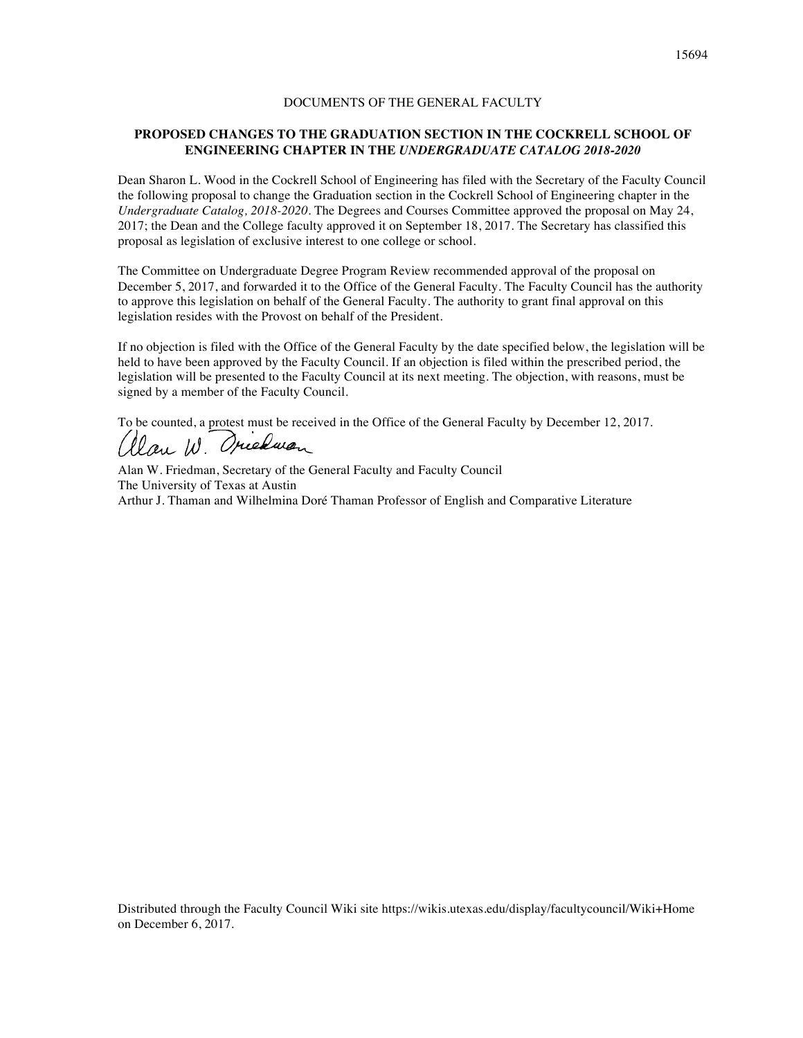DOCUMENTS OF THE GENERAL FACULTY

## PROPOSED CHANGES TO THE GRADUATION SECTION IN THE COCKRELL SCHOOL OF ENGINEERING CHAPTER IN THE *UNDERGRADUATE CATALOG 2018-2020*

Dean Sharon L. Wood in the Cockrell School of Engineering has filed with the Secretary of the Faculty Council the following proposal to change the Graduation section in the Cockrell School of Engineering chapter in the *Undergraduate Catalog, 2018-2020*. The Degrees and Courses Committee approved the proposal on May 24, 2017; the Dean and the College faculty approved it on September 18, 2017. The Secretary has classified this proposal as legislation of exclusive interest to one college or school.

The Committee on Undergraduate Degree Program Review recommended approval of the proposal on December 5, 2017, and forwarded it to the Office of the General Faculty. The Faculty Council has the authority to approve this legislation on behalf of the General Faculty. The authority to grant final approval on this legislation resides with the Provost on behalf of the President.

If no objection is filed with the Office of the General Faculty by the date specified below, the legislation will be held to have been approved by the Faculty Council. If an objection is filed within the prescribed period, the legislation will be presented to the Faculty Council at its next meeting. The objection, with reasons, must be signed by a member of the Faculty Council.

To be counted, a protest must be received in the Office of the General Faculty by December 12, 2017.

Alan W. Friedman, Secretary of the General Faculty and Faculty Council
The University of Texas at Austin
Arthur J. Thaman and Wilhelmina Doré Thaman Professor of English and Comparative Literature

Distributed through the Faculty Council Wiki site https://wikis.utexas.edu/display/facultycouncil/Wiki+Home on December 6, 2017.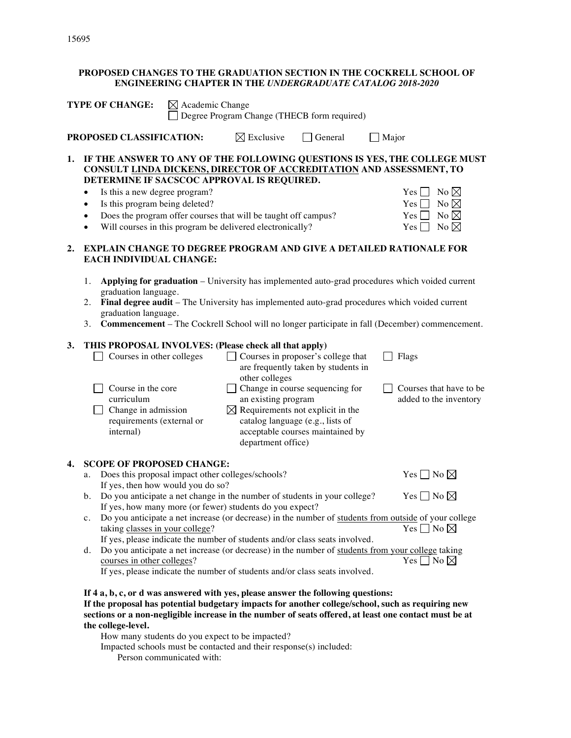15695

**PROPOSED CHANGES TO THE GRADUATION SECTION IN THE COCKRELL SCHOOL OF ENGINEERING CHAPTER IN THE *UNDERGRADUATE CATALOG 2018-2020***

**TYPE OF CHANGE:** ☒ Academic Change
☐ Degree Program Change (THECB form required)

**PROPOSED CLASSIFICATION:** ☒ Exclusive ☐ General ☐ Major

**1. IF THE ANSWER TO ANY OF THE FOLLOWING QUESTIONS IS YES, THE COLLEGE MUST CONSULT <u>LINDA DICKENS, DIRECTOR OF ACCREDITATION</u> AND ASSESSMENT, TO DETERMINE IF SACSCOC APPROVAL IS REQUIRED.**

- Is this a new degree program? Yes ☐ No ☒
- Is this program being deleted? Yes ☐ No ☒
- Does the program offer courses that will be taught off campus? Yes ☐ No ☒
- Will courses in this program be delivered electronically? Yes ☐ No ☒

**2. EXPLAIN CHANGE TO DEGREE PROGRAM AND GIVE A DETAILED RATIONALE FOR EACH INDIVIDUAL CHANGE:**

1. **Applying for graduation** – University has implemented auto-grad procedures which voided current graduation language.
2. **Final degree audit** – The University has implemented auto-grad procedures which voided current graduation language.
3. **Commencement** – The Cockrell School will no longer participate in fall (December) commencement.

**3. THIS PROPOSAL INVOLVES: (Please check all that apply)**

| | | |
|---|---|---|
| ☐ Courses in other colleges | ☐ Courses in proposer's college that are frequently taken by students in other colleges | ☐ Flags |
| ☐ Course in the core curriculum | ☐ Change in course sequencing for an existing program | ☐ Courses that have to be added to the inventory |
| ☐ Change in admission requirements (external or internal) | ☒ Requirements not explicit in the catalog language (e.g., lists of acceptable courses maintained by department office) | |

**4. SCOPE OF PROPOSED CHANGE:**

a. Does this proposal impact other colleges/schools? Yes ☐ No ☒
If yes, then how would you do so?

b. Do you anticipate a net change in the number of students in your college? Yes ☐ No ☒
If yes, how many more (or fewer) students do you expect?

c. Do you anticipate a net increase (or decrease) in the number of <u>students from outside</u> of your college taking <u>classes in your college</u>? Yes ☐ No ☒
If yes, please indicate the number of students and/or class seats involved.

d. Do you anticipate a net increase (or decrease) in the number of <u>students from your college</u> taking <u>courses in other colleges</u>? Yes ☐ No ☒
If yes, please indicate the number of students and/or class seats involved.

**If 4 a, b, c, or d was answered with yes, please answer the following questions:**
**If the proposal has potential budgetary impacts for another college/school, such as requiring new sections or a non-negligible increase in the number of seats offered, at least one contact must be at the college-level.**

How many students do you expect to be impacted?
Impacted schools must be contacted and their response(s) included:
Person communicated with: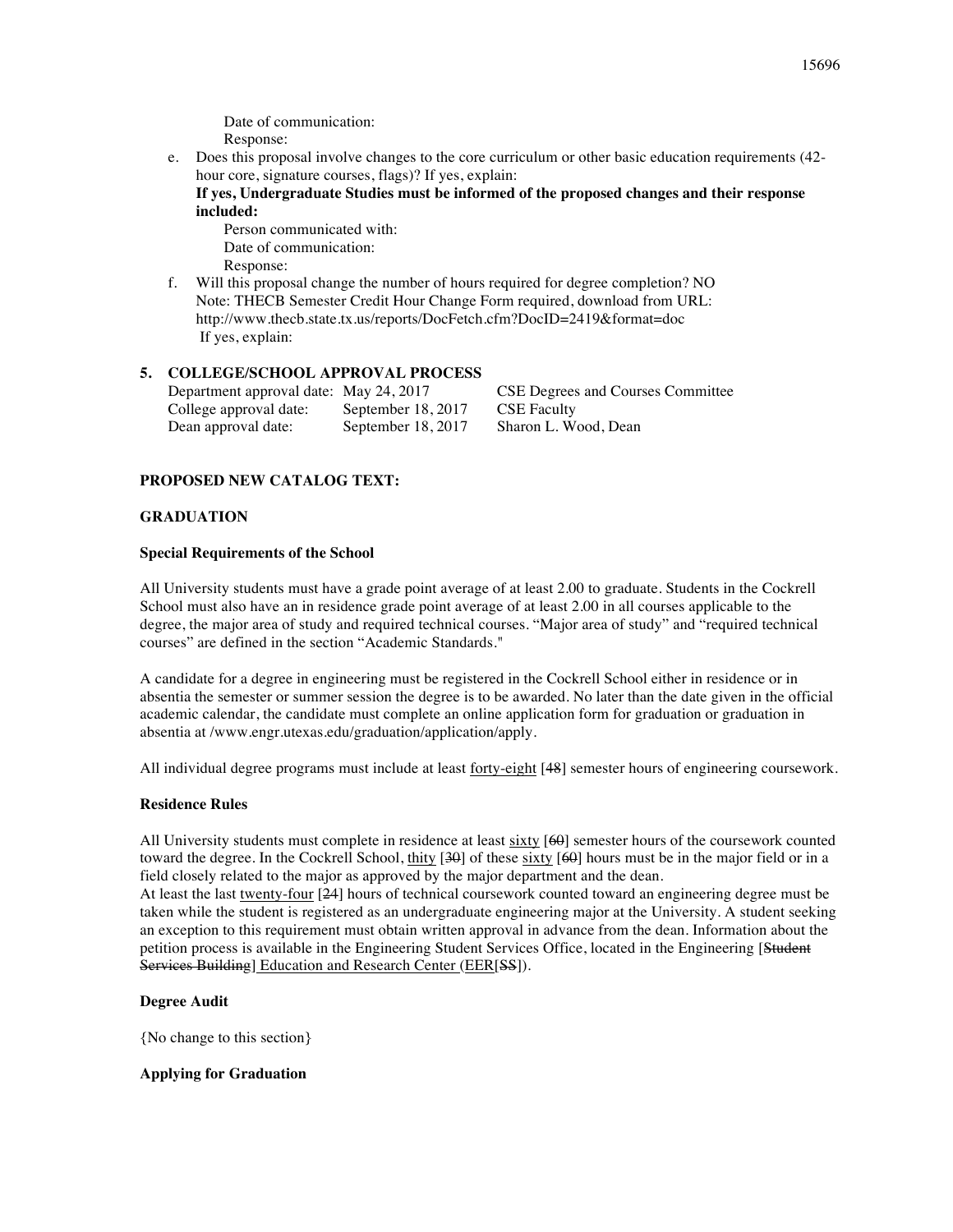Date of communication:
Response:

e. Does this proposal involve changes to the core curriculum or other basic education requirements (42-hour core, signature courses, flags)? If yes, explain:
**If yes, Undergraduate Studies must be informed of the proposed changes and their response included:**
Person communicated with:
Date of communication:
Response:

f. Will this proposal change the number of hours required for degree completion? NO
Note: THECB Semester Credit Hour Change Form required, download from URL: http://www.thecb.state.tx.us/reports/DocFetch.cfm?DocID=2419&format=doc
If yes, explain:

### 5. COLLEGE/SCHOOL APPROVAL PROCESS

| | | |
|---|---|---|
| Department approval date: | May 24, 2017 | CSE Degrees and Courses Committee |
| College approval date: | September 18, 2017 | CSE Faculty |
| Dean approval date: | September 18, 2017 | Sharon L. Wood, Dean |

**PROPOSED NEW CATALOG TEXT:**

**GRADUATION**

**Special Requirements of the School**

All University students must have a grade point average of at least 2.00 to graduate. Students in the Cockrell School must also have an in residence grade point average of at least 2.00 in all courses applicable to the degree, the major area of study and required technical courses. "Major area of study" and "required technical courses" are defined in the section "Academic Standards."

A candidate for a degree in engineering must be registered in the Cockrell School either in residence or in absentia the semester or summer session the degree is to be awarded. No later than the date given in the official academic calendar, the candidate must complete an online application form for graduation or graduation in absentia at /www.engr.utexas.edu/graduation/application/apply.

All individual degree programs must include at least <u>forty-eight</u> [~~48~~] semester hours of engineering coursework.

**Residence Rules**

All University students must complete in residence at least <u>sixty</u> [~~60~~] semester hours of the coursework counted toward the degree. In the Cockrell School, <u>thity</u> [~~30~~] of these <u>sixty</u> [~~60~~] hours must be in the major field or in a field closely related to the major as approved by the major department and the dean.
At least the last <u>twenty-four</u> [~~24~~] hours of technical coursework counted toward an engineering degree must be taken while the student is registered as an undergraduate engineering major at the University. A student seeking an exception to this requirement must obtain written approval in advance from the dean. Information about the petition process is available in the Engineering Student Services Office, located in the Engineering [~~Student Services Building~~]<u> Education and Research Center (EER</u>[~~SS~~]).

**Degree Audit**

{No change to this section}

**Applying for Graduation**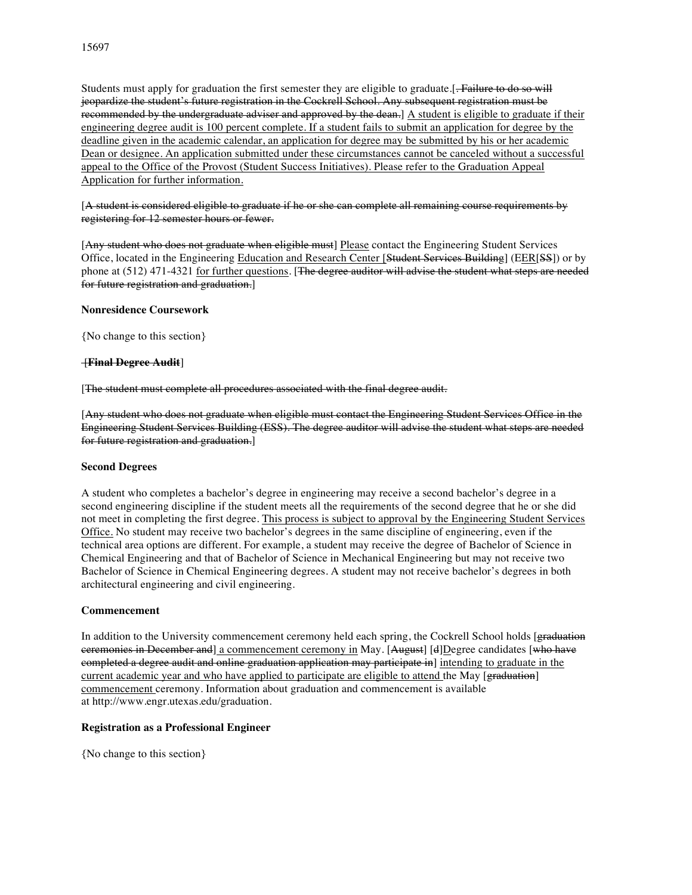Students must apply for graduation the first semester they are eligible to graduate.[~~. Failure to do so will jeopardize the student's future registration in the Cockrell School. Any subsequent registration must be recommended by the undergraduate adviser and approved by the dean.~~] A student is eligible to graduate if their engineering degree audit is 100 percent complete. If a student fails to submit an application for degree by the deadline given in the academic calendar, an application for degree may be submitted by his or her academic Dean or designee. An application submitted under these circumstances cannot be canceled without a successful appeal to the Office of the Provost (Student Success Initiatives). Please refer to the Graduation Appeal Application for further information.

[~~A student is considered eligible to graduate if he or she can complete all remaining course requirements by registering for 12 semester hours or fewer.~~

[~~Any student who does not graduate when eligible must~~] Please contact the Engineering Student Services Office, located in the Engineering Education and Research Center [~~Student Services Building~~] (EER[~~SS~~]) or by phone at (512) 471-4321 for further questions. [~~The degree auditor will advise the student what steps are needed for future registration and graduation.~~]

**Nonresidence Coursework**

{No change to this section}

[~~**Final Degree Audit**~~]

[~~The student must complete all procedures associated with the final degree audit.~~

[~~Any student who does not graduate when eligible must contact the Engineering Student Services Office in the Engineering Student Services Building (ESS). The degree auditor will advise the student what steps are needed for future registration and graduation.~~]

**Second Degrees**

A student who completes a bachelor's degree in engineering may receive a second bachelor's degree in a second engineering discipline if the student meets all the requirements of the second degree that he or she did not meet in completing the first degree. This process is subject to approval by the Engineering Student Services Office. No student may receive two bachelor's degrees in the same discipline of engineering, even if the technical area options are different. For example, a student may receive the degree of Bachelor of Science in Chemical Engineering and that of Bachelor of Science in Mechanical Engineering but may not receive two Bachelor of Science in Chemical Engineering degrees. A student may not receive bachelor's degrees in both architectural engineering and civil engineering.

**Commencement**

In addition to the University commencement ceremony held each spring, the Cockrell School holds [~~graduation ceremonies in December and~~] a commencement ceremony in May. [~~August~~] [~~d~~]Degree candidates [~~who have completed a degree audit and online graduation application may participate in~~] intending to graduate in the current academic year and who have applied to participate are eligible to attend the May [~~graduation~~] commencement ceremony. Information about graduation and commencement is available at http://www.engr.utexas.edu/graduation.

**Registration as a Professional Engineer**

{No change to this section}